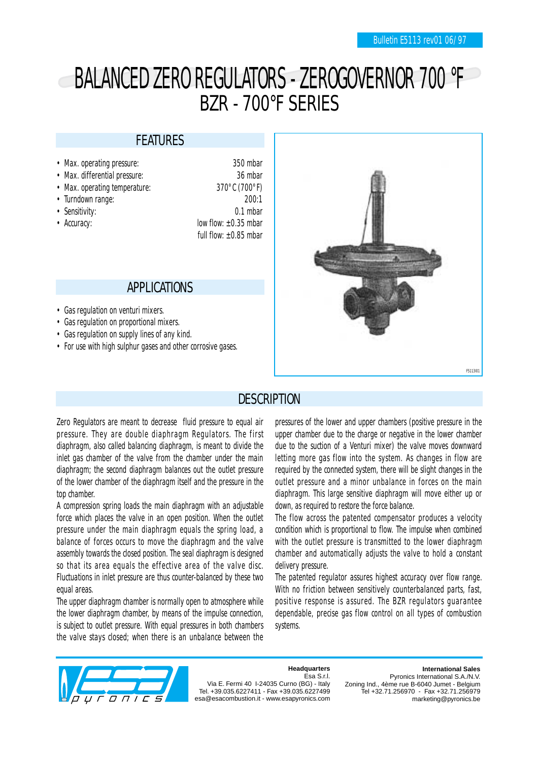Bulletin E5113 rev01 06/97

# BALANCED ZERO REGULATORS - ZEROGOVERNOR 700 °F
## BZR - 700°F SERIES

## FEATURES

| | |
|---|---|
| • Max. operating pressure: | 350 mbar |
| • Max. differential pressure: | 36 mbar |
| • Max. operating temperature: | 370°C (700°F) |
| • Turndown range: | 200:1 |
| • Sensitivity: | 0.1 mbar |
| • Accuracy: | low flow: ±0.35 mbar<br>full flow: ±0.85 mbar |

## APPLICATIONS

- Gas regulation on venturi mixers.
- Gas regulation on proportional mixers.
- Gas regulation on supply lines of any kind.
- For use with high sulphur gases and other corrosive gases.

F5113i01

## DESCRIPTION

Zero Regulators are meant to decrease fluid pressure to equal air pressure. They are double diaphragm Regulators. The first diaphragm, also called balancing diaphragm, is meant to divide the inlet gas chamber of the valve from the chamber under the main diaphragm; the second diaphragm balances out the outlet pressure of the lower chamber of the diaphragm itself and the pressure in the top chamber.

A compression spring loads the main diaphragm with an adjustable force which places the valve in an open position. When the outlet pressure under the main diaphragm equals the spring load, a balance of forces occurs to move the diaphragm and the valve assembly towards the closed position. The seal diaphragm is designed so that its area equals the effective area of the valve disc. Fluctuations in inlet pressure are thus counter-balanced by these two equal areas.

The upper diaphragm chamber is normally open to atmosphere while the lower diaphragm chamber, by means of the impulse connection, is subject to outlet pressure. With equal pressures in both chambers the valve stays closed; when there is an unbalance between the pressures of the lower and upper chambers (positive pressure in the upper chamber due to the charge or negative in the lower chamber due to the suction of a Venturi mixer) the valve moves downward letting more gas flow into the system. As changes in flow are required by the connected system, there will be slight changes in the outlet pressure and a minor unbalance in forces on the main diaphragm. This large sensitive diaphragm will move either up or down, as required to restore the force balance.

The flow across the patented compensator produces a velocity condition which is proportional to flow. The impulse when combined with the outlet pressure is transmitted to the lower diaphragm chamber and automatically adjusts the valve to hold a constant delivery pressure.

The patented regulator assures highest accuracy over flow range. With no friction between sensitively counterbalanced parts, fast, positive response is assured. The BZR regulators guarantee dependable, precise gas flow control on all types of combustion systems.

**Headquarters**
Esa S.r.l.
Via E. Fermi 40 I-24035 Curno (BG) - Italy
Tel. +39.035.6227411 - Fax +39.035.6227499
esa@esacombustion.it - www.esapyronics.com

**International Sales**
Pyronics International S.A./N.V.
Zoning Ind., 4ème rue B-6040 Jumet - Belgium
Tel +32.71.256970 - Fax +32.71.256979
marketing@pyronics.be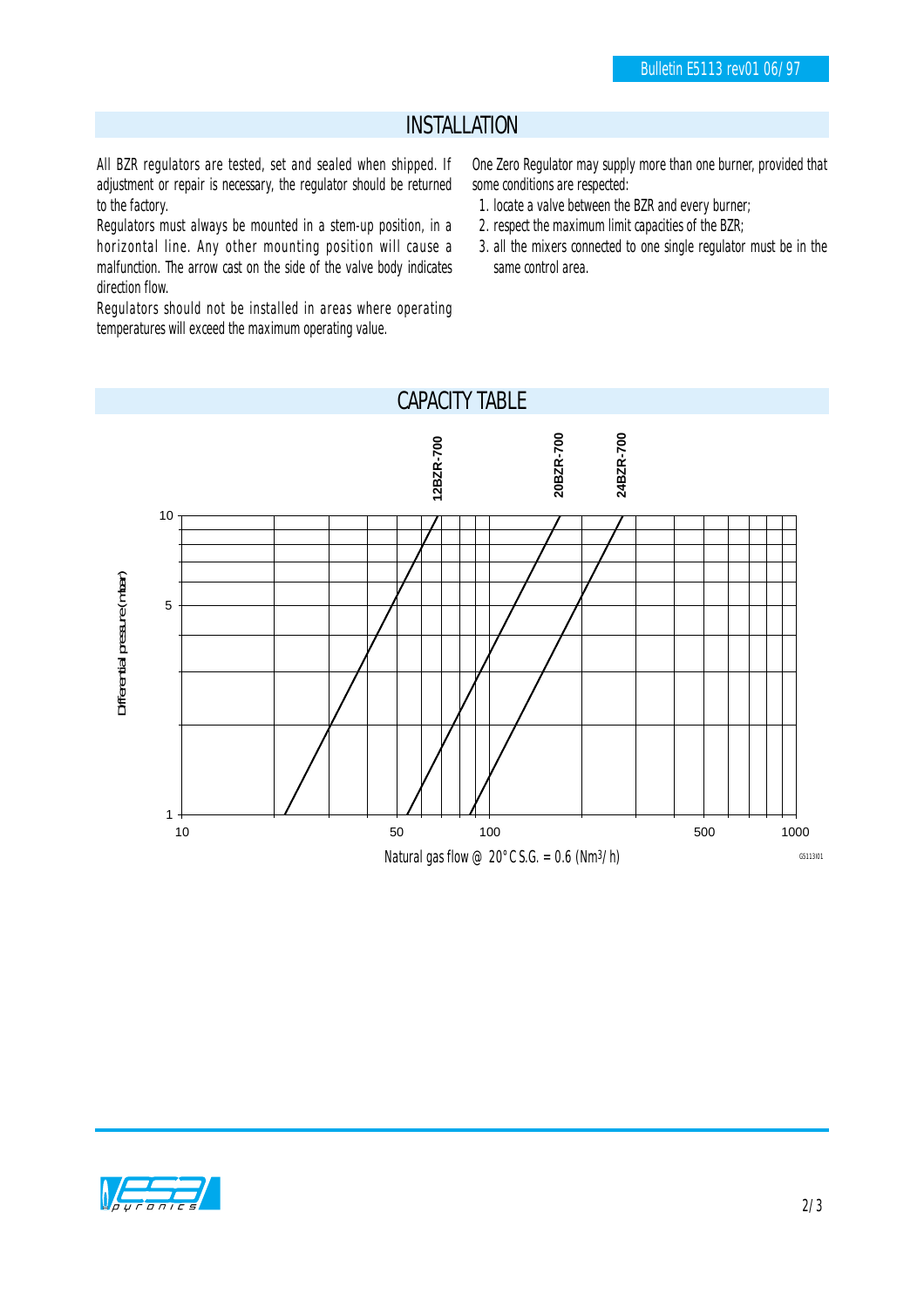## INSTALLATION

All BZR regulators are tested, set and sealed when shipped. If adjustment or repair is necessary, the regulator should be returned to the factory.

Regulators must always be mounted in a stem-up position, in a horizontal line. Any other mounting position will cause a malfunction. The arrow cast on the side of the valve body indicates direction flow.

Regulators should not be installed in areas where operating temperatures will exceed the maximum operating value.

One Zero Regulator may supply more than one burner, provided that some conditions are respected:

1. locate a valve between the BZR and every burner;
2. respect the maximum limit capacities of the BZR;
3. all the mixers connected to one single regulator must be in the same control area.

## CAPACITY TABLE

12BZR-700   20BZR-700   24BZR-700

Differential pressure (mbar)

Natural gas flow @ 20°C S.G. = 0.6 ($Nm^3/h$)

G5113I01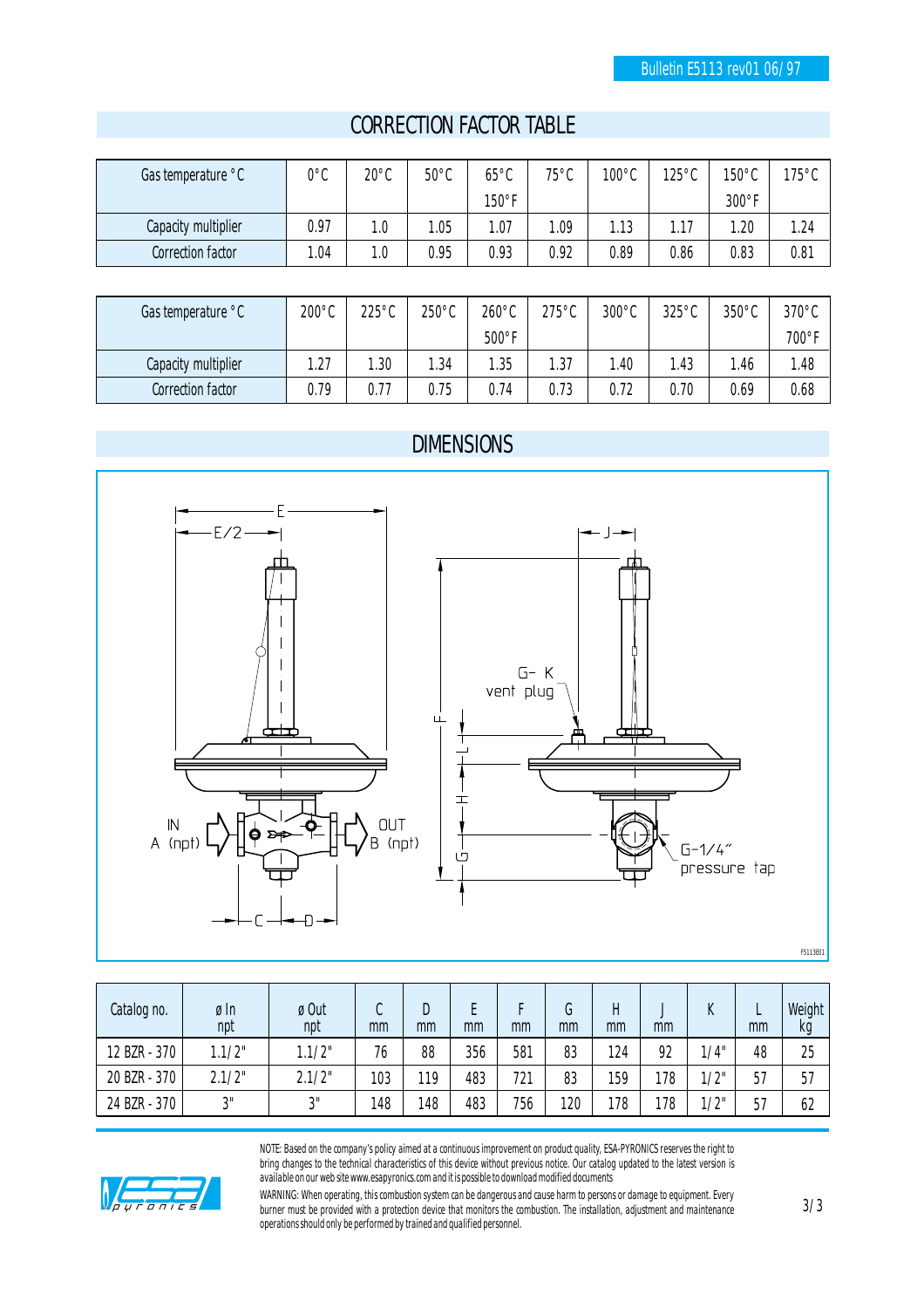## CORRECTION FACTOR TABLE

| Gas temperature °C | 0°C | 20°C | 50°C | 65°C 150°F | 75°C | 100°C | 125°C | 150°C 300°F | 175°C |
|---|---|---|---|---|---|---|---|---|---|
| Capacity multiplier | 0.97 | 1.0 | 1.05 | 1.07 | 1.09 | 1.13 | 1.17 | 1.20 | 1.24 |
| Correction factor | 1.04 | 1.0 | 0.95 | 0.93 | 0.92 | 0.89 | 0.86 | 0.83 | 0.81 |

| Gas temperature °C | 200°C | 225°C | 250°C | 260°C 500°F | 275°C | 300°C | 325°C | 350°C | 370°C 700°F |
|---|---|---|---|---|---|---|---|---|---|
| Capacity multiplier | 1.27 | 1.30 | 1.34 | 1.35 | 1.37 | 1.40 | 1.43 | 1.46 | 1.48 |
| Correction factor | 0.79 | 0.77 | 0.75 | 0.74 | 0.73 | 0.72 | 0.70 | 0.69 | 0.68 |

## DIMENSIONS

E
E/2
J
F
G- K
vent plug
L
H
G
IN
A (npt)
OUT
B (npt)
G-1/4"
pressure tap
C
D
F5113E01

| Catalog no. | ø In npt | ø Out npt | C mm | D mm | E mm | F mm | G mm | H mm | J mm | K | L mm | Weight kg |
|---|---|---|---|---|---|---|---|---|---|---|---|---|
| 12 BZR - 370 | 1.1/2" | 1.1/2" | 76 | 88 | 356 | 581 | 83 | 124 | 92 | 1/4" | 48 | 25 |
| 20 BZR - 370 | 2.1/2" | 2.1/2" | 103 | 119 | 483 | 721 | 83 | 159 | 178 | 1/2" | 57 | 57 |
| 24 BZR - 370 | 3" | 3" | 148 | 148 | 483 | 756 | 120 | 178 | 178 | 1/2" | 57 | 62 |

NOTE: Based on the company's policy aimed at a continuous improvement on product quality, ESA-PYRONICS reserves the right to bring changes to the technical characteristics of this device without previous notice. Our catalog updated to the latest version is available on our web site www.esapyronics.com and it is possible to download modified documents

WARNING: When operating, this combustion system can be dangerous and cause harm to persons or damage to equipment. Every burner must be provided with a protection device that monitors the combustion. The installation, adjustment and maintenance operations should only be performed by trained and qualified personnel.